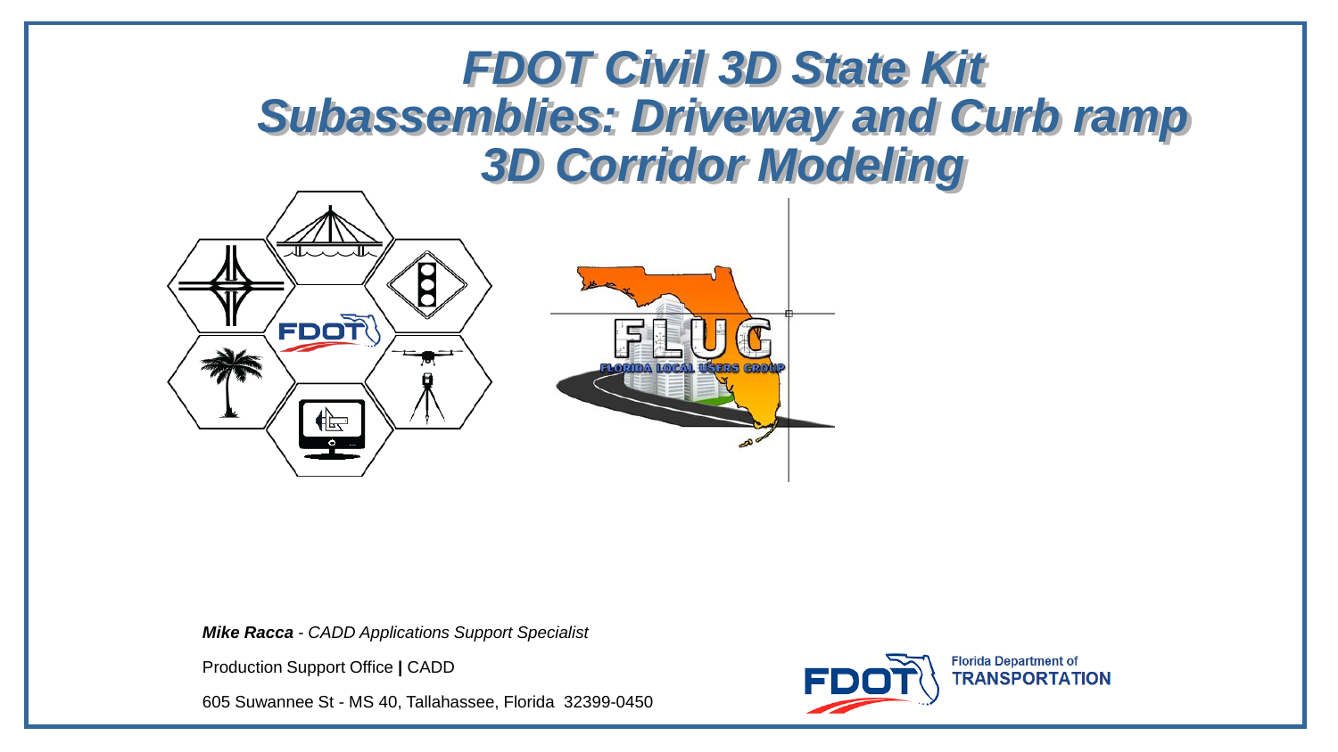# FDOT Civil 3D State Kit Subassemblies: Driveway and Curb ramp 3D Corridor Modeling

***Mike Racca*** *- CADD Applications Support Specialist*

Production Support Office **|** CADD

605 Suwannee St - MS 40, Tallahassee, Florida 32399-0450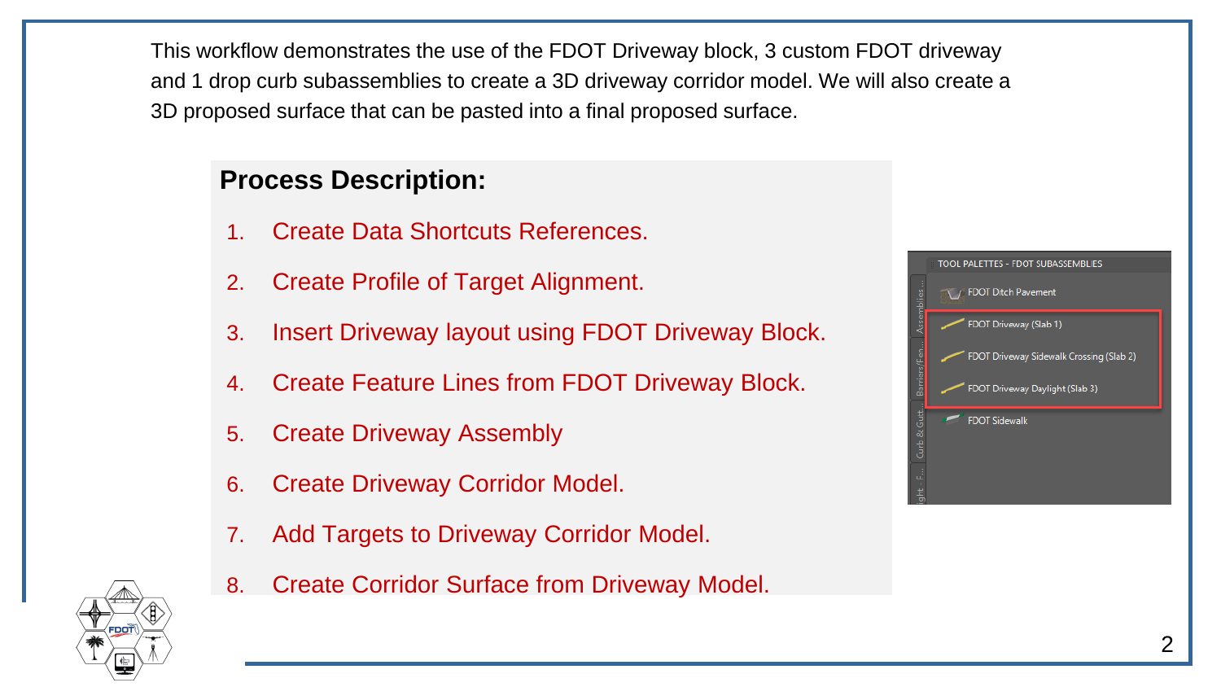This workflow demonstrates the use of the FDOT Driveway block, 3 custom FDOT driveway and 1 drop curb subassemblies to create a 3D driveway corridor model. We will also create a 3D proposed surface that can be pasted into a final proposed surface.

## Process Description:

1. Create Data Shortcuts References.
2. Create Profile of Target Alignment.
3. Insert Driveway layout using FDOT Driveway Block.
4. Create Feature Lines from FDOT Driveway Block.
5. Create Driveway Assembly
6. Create Driveway Corridor Model.
7. Add Targets to Driveway Corridor Model.
8. Create Corridor Surface from Driveway Model.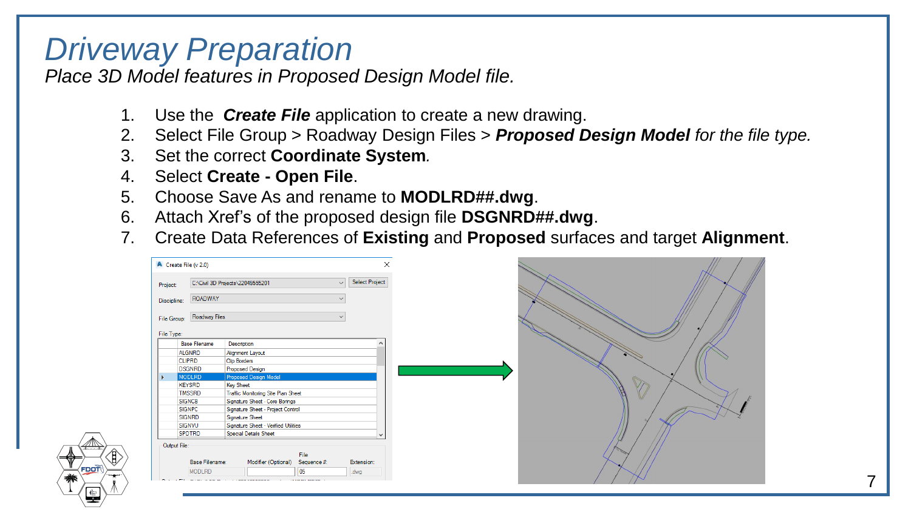# Driveway Preparation

*Place 3D Model features in Proposed Design Model file.*

1. Use the ***Create File*** application to create a new drawing.
2. Select File Group > Roadway Design Files > ***Proposed Design Model*** *for the file type.*
3. Set the correct **Coordinate System**.
4. Select **Create - Open File**.
5. Choose Save As and rename to **MODLRD##.dwg**.
6. Attach Xref's of the proposed design file **DSGNRD##.dwg**.
7. Create Data References of **Existing** and **Proposed** surfaces and target **Alignment**.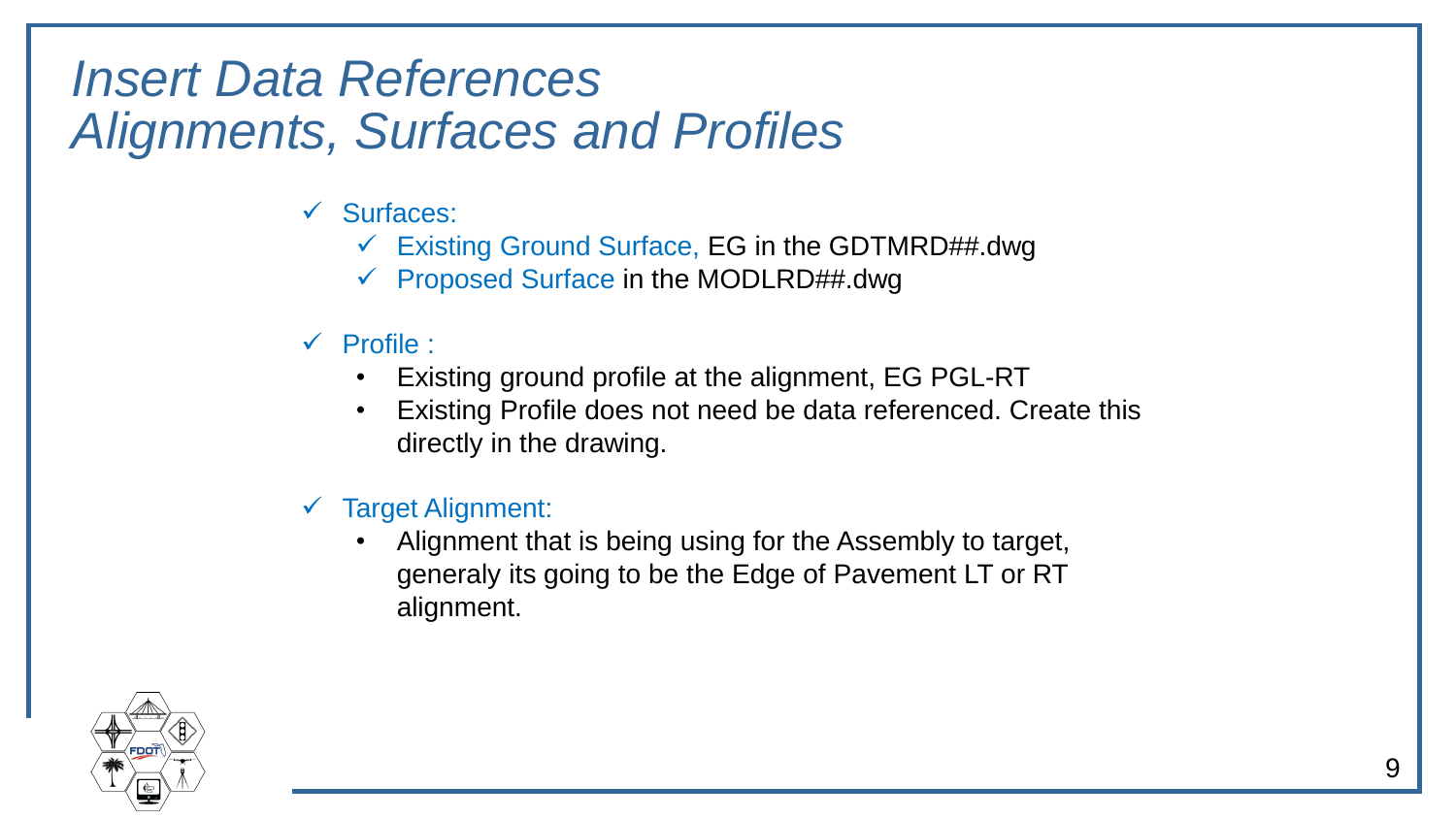# *Insert Data References*
# *Alignments, Surfaces and Profiles*

- ✓ Surfaces:
  - ✓ Existing Ground Surface, EG in the GDTMRD##.dwg
  - ✓ Proposed Surface in the MODLRD##.dwg

- ✓ Profile :
  - Existing ground profile at the alignment, EG PGL-RT
  - Existing Profile does not need be data referenced. Create this directly in the drawing.

- ✓ Target Alignment:
  - Alignment that is being using for the Assembly to target, generaly its going to be the Edge of Pavement LT or RT alignment.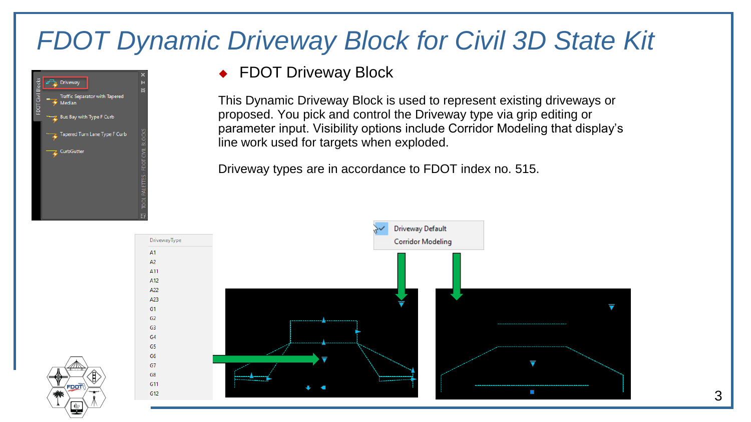# FDOT Dynamic Driveway Block for Civil 3D State Kit

- FDOT Driveway Block

This Dynamic Driveway Block is used to represent existing driveways or proposed. You pick and control the Driveway type via grip editing or parameter input. Visibility options include Corridor Modeling that display's line work used for targets when exploded.

Driveway types are in accordance to FDOT index no. 515.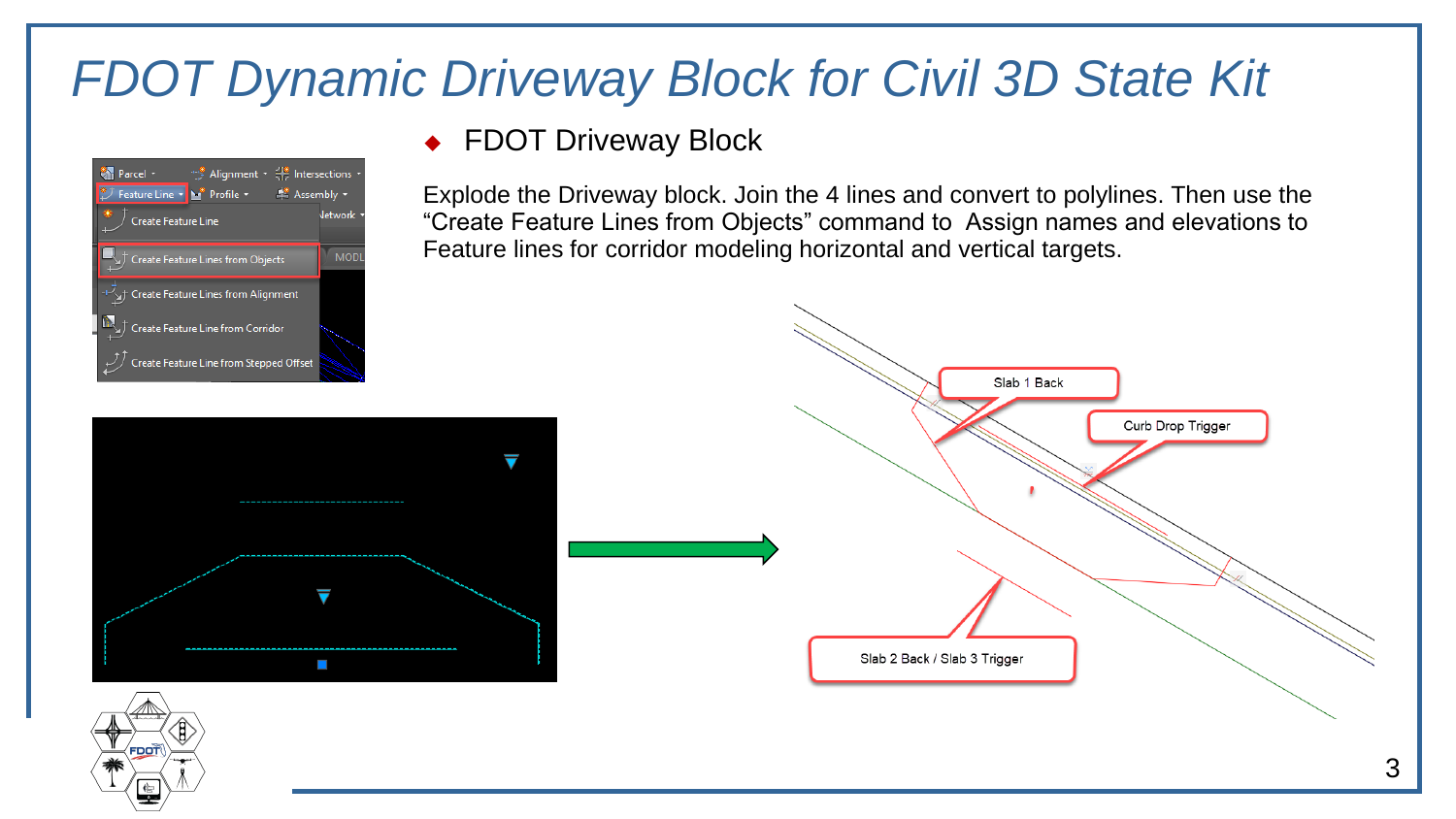# FDOT Dynamic Driveway Block for Civil 3D State Kit

- FDOT Driveway Block

Explode the Driveway block. Join the 4 lines and convert to polylines. Then use the "Create Feature Lines from Objects" command to Assign names and elevations to Feature lines for corridor modeling horizontal and vertical targets.

Feature Line
- Create Feature Line
- Create Feature Lines from Objects
- Create Feature Lines from Alignment
- Create Feature Line from Corridor
- Create Feature Line from Stepped Offset

Slab 1 Back

Curb Drop Trigger

Slab 2 Back / Slab 3 Trigger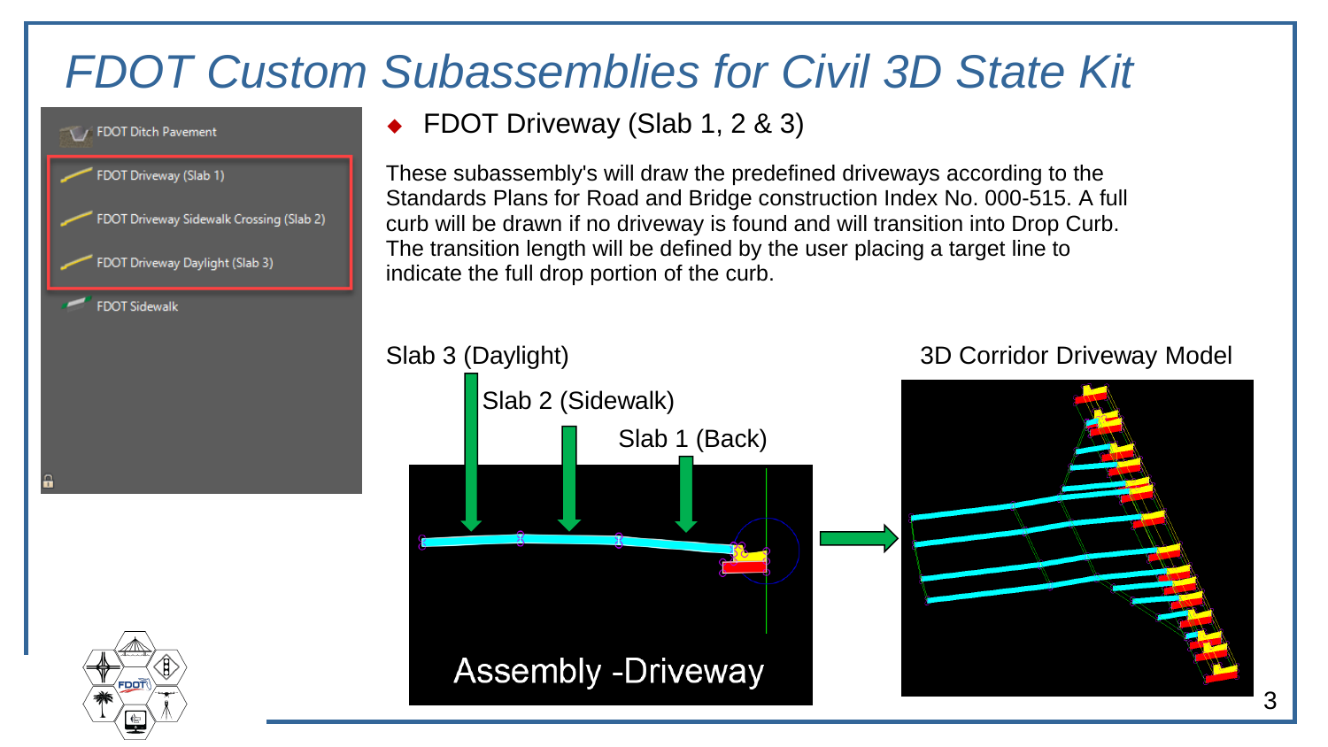# FDOT Custom Subassemblies for Civil 3D State Kit

- FDOT Ditch Pavement
- FDOT Driveway (Slab 1)
- FDOT Driveway Sidewalk Crossing (Slab 2)
- FDOT Driveway Daylight (Slab 3)
- FDOT Sidewalk

## FDOT Driveway (Slab 1, 2 & 3)

These subassembly's will draw the predefined driveways according to the Standards Plans for Road and Bridge construction Index No. 000-515. A full curb will be drawn if no driveway is found and will transition into Drop Curb. The transition length will be defined by the user placing a target line to indicate the full drop portion of the curb.

Slab 3 (Daylight)

Slab 2 (Sidewalk)

Slab 1 (Back)

Assembly -Driveway

3D Corridor Driveway Model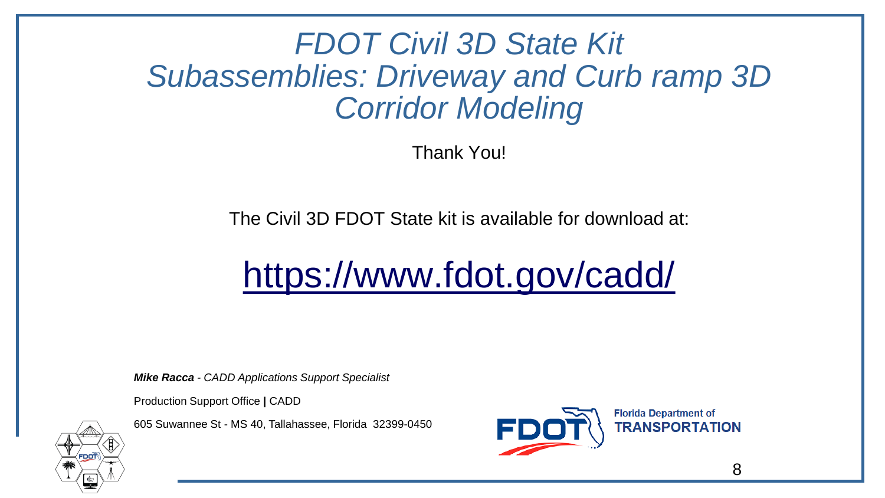# *FDOT Civil 3D State Kit Subassemblies: Driveway and Curb ramp 3D Corridor Modeling*

Thank You!

The Civil 3D FDOT State kit is available for download at:

## https://www.fdot.gov/cadd/

***Mike Racca*** *- CADD Applications Support Specialist*

Production Support Office **|** CADD

605 Suwannee St - MS 40, Tallahassee, Florida 32399-0450

FDOT Florida Department of TRANSPORTATION